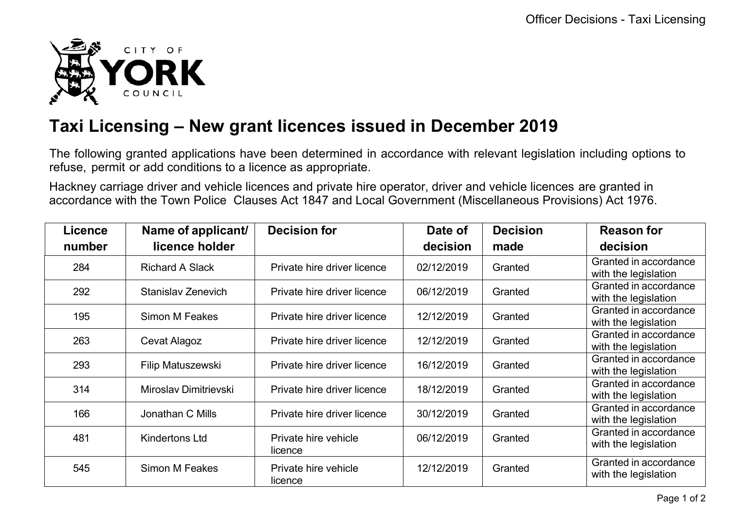CITY OF YORK COUNCIL

# Taxi Licensing – New grant licences issued in December 2019

The following granted applications have been determined in accordance with relevant legislation including options to refuse, permit or add conditions to a licence as appropriate.

Hackney carriage driver and vehicle licences and private hire operator, driver and vehicle licences are granted in accordance with the Town Police Clauses Act 1847 and Local Government (Miscellaneous Provisions) Act 1976.

| Licence number | Name of applicant/ licence holder | Decision for | Date of decision | Decision made | Reason for decision |
|---|---|---|---|---|---|
| 284 | Richard A Slack | Private hire driver licence | 02/12/2019 | Granted | Granted in accordance with the legislation |
| 292 | Stanislav Zenevich | Private hire driver licence | 06/12/2019 | Granted | Granted in accordance with the legislation |
| 195 | Simon M Feakes | Private hire driver licence | 12/12/2019 | Granted | Granted in accordance with the legislation |
| 263 | Cevat Alagoz | Private hire driver licence | 12/12/2019 | Granted | Granted in accordance with the legislation |
| 293 | Filip Matuszewski | Private hire driver licence | 16/12/2019 | Granted | Granted in accordance with the legislation |
| 314 | Miroslav Dimitrievski | Private hire driver licence | 18/12/2019 | Granted | Granted in accordance with the legislation |
| 166 | Jonathan C Mills | Private hire driver licence | 30/12/2019 | Granted | Granted in accordance with the legislation |
| 481 | Kindertons Ltd | Private hire vehicle licence | 06/12/2019 | Granted | Granted in accordance with the legislation |
| 545 | Simon M Feakes | Private hire vehicle licence | 12/12/2019 | Granted | Granted in accordance with the legislation |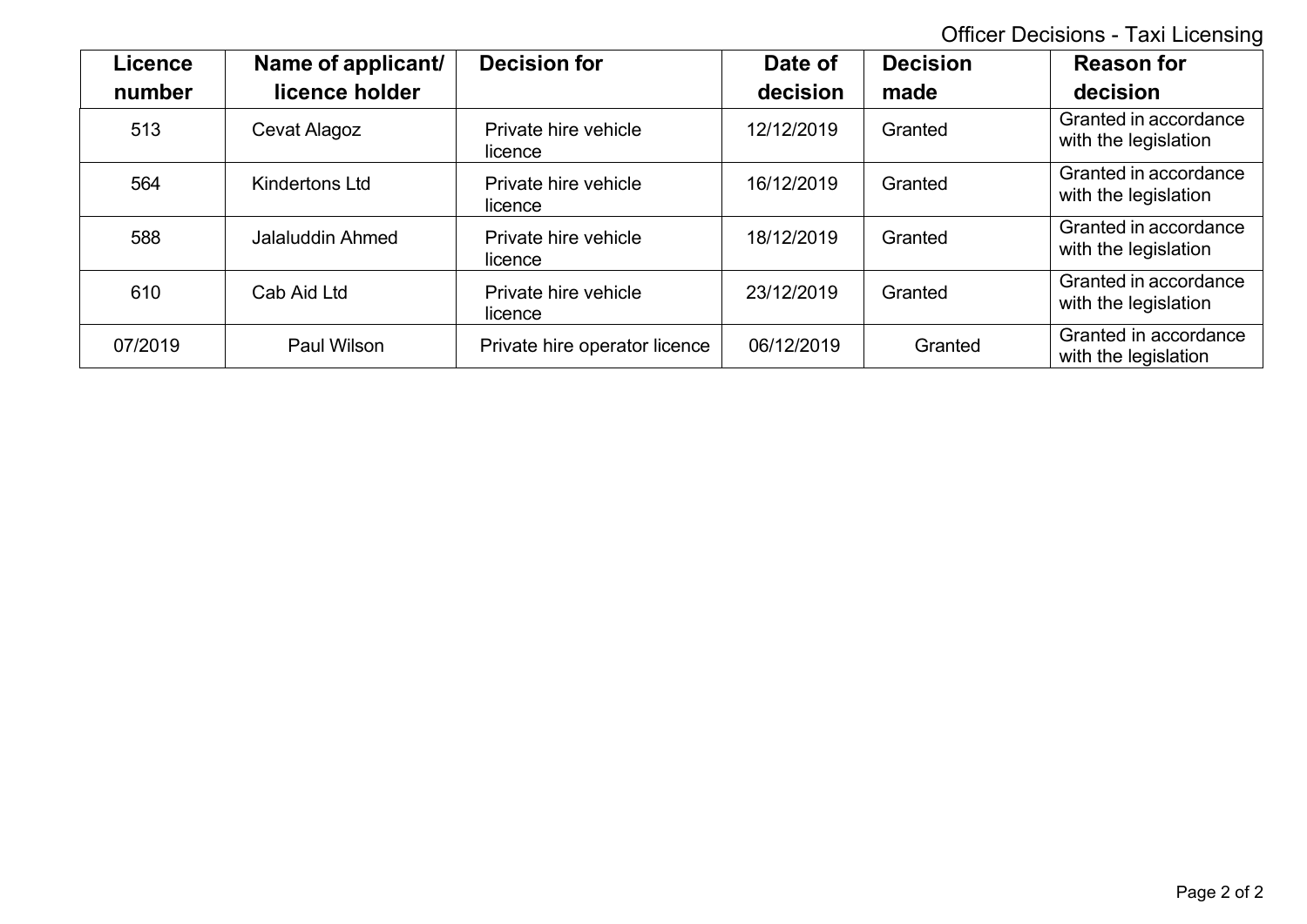| Licence number | Name of applicant/ licence holder | Decision for | Date of decision | Decision made | Reason for decision |
|---|---|---|---|---|---|
| 513 | Cevat Alagoz | Private hire vehicle licence | 12/12/2019 | Granted | Granted in accordance with the legislation |
| 564 | Kindertons Ltd | Private hire vehicle licence | 16/12/2019 | Granted | Granted in accordance with the legislation |
| 588 | Jalaluddin Ahmed | Private hire vehicle licence | 18/12/2019 | Granted | Granted in accordance with the legislation |
| 610 | Cab Aid Ltd | Private hire vehicle licence | 23/12/2019 | Granted | Granted in accordance with the legislation |
| 07/2019 | Paul Wilson | Private hire operator licence | 06/12/2019 | Granted | Granted in accordance with the legislation |